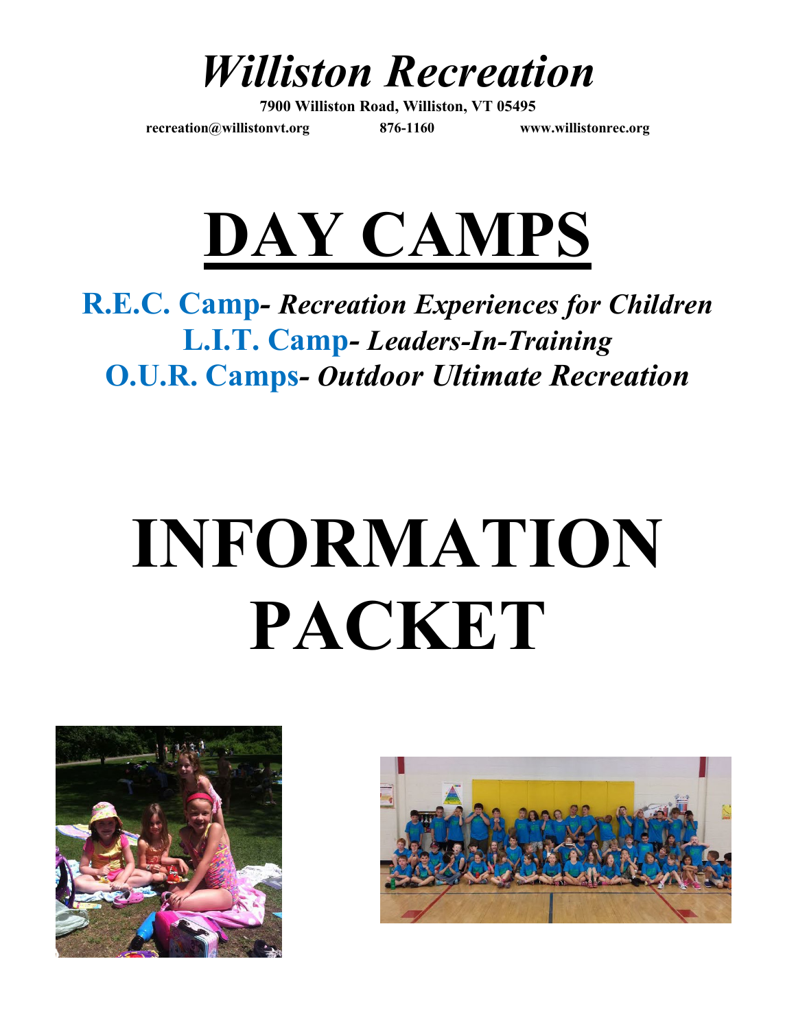# *Williston Recreation*

**7900 Williston Road, Williston, VT 05495**

**recreation@willistonvt.org** **876-1160** **www.willistonrec.org**

# DAY CAMPS

**R.E.C. Camp-** ***Recreation Experiences for Children***

**L.I.T. Camp-** ***Leaders-In-Training***

**O.U.R. Camps-** ***Outdoor Ultimate Recreation***

# INFORMATION PACKET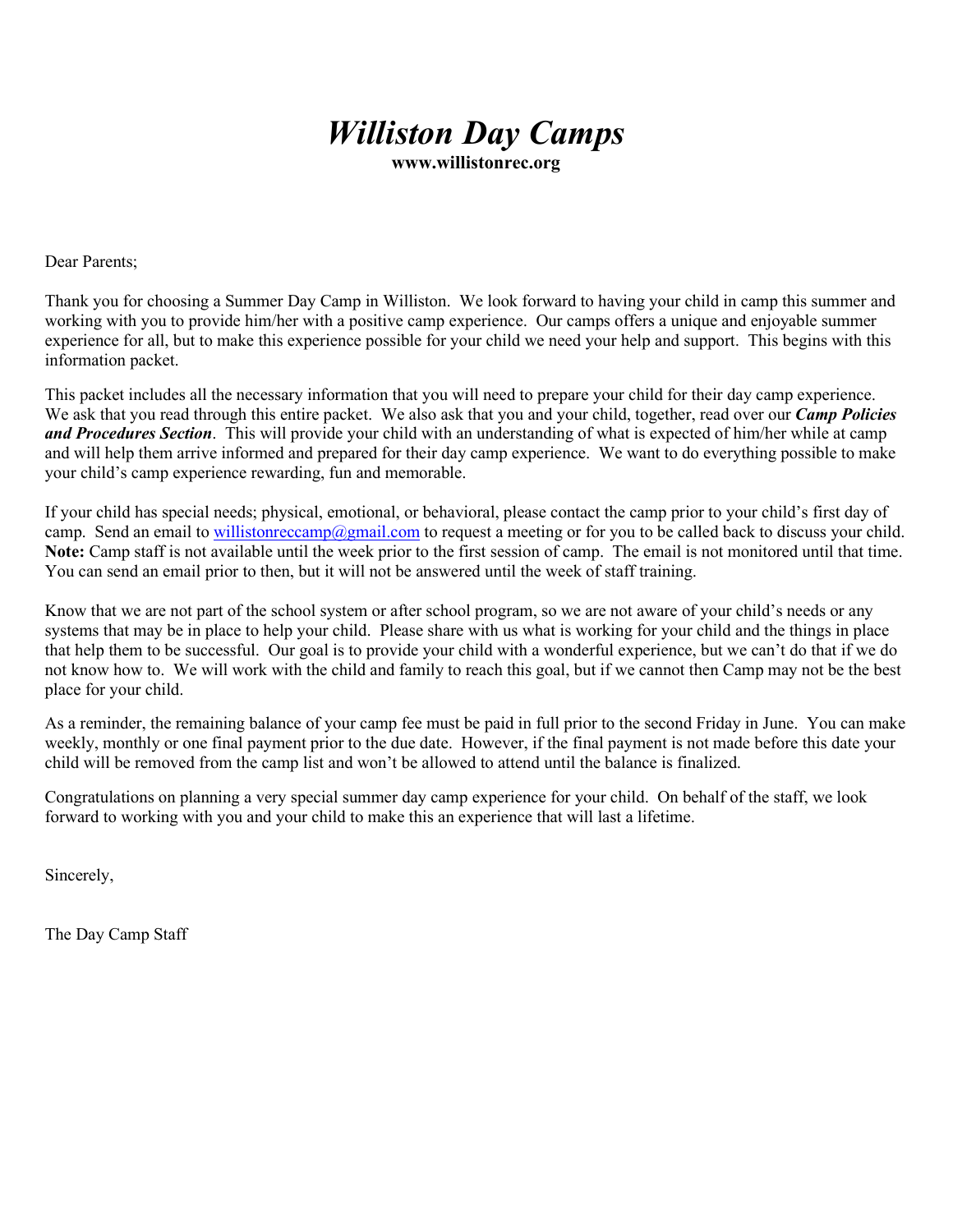# *Williston Day Camps*

**www.willistonrec.org**

Dear Parents;

Thank you for choosing a Summer Day Camp in Williston. We look forward to having your child in camp this summer and working with you to provide him/her with a positive camp experience. Our camps offers a unique and enjoyable summer experience for all, but to make this experience possible for your child we need your help and support. This begins with this information packet.

This packet includes all the necessary information that you will need to prepare your child for their day camp experience. We ask that you read through this entire packet. We also ask that you and your child, together, read over our ***Camp Policies and Procedures Section***. This will provide your child with an understanding of what is expected of him/her while at camp and will help them arrive informed and prepared for their day camp experience. We want to do everything possible to make your child's camp experience rewarding, fun and memorable.

If your child has special needs; physical, emotional, or behavioral, please contact the camp prior to your child's first day of camp. Send an email to willistonreccamp@gmail.com to request a meeting or for you to be called back to discuss your child. **Note:** Camp staff is not available until the week prior to the first session of camp. The email is not monitored until that time. You can send an email prior to then, but it will not be answered until the week of staff training.

Know that we are not part of the school system or after school program, so we are not aware of your child's needs or any systems that may be in place to help your child. Please share with us what is working for your child and the things in place that help them to be successful. Our goal is to provide your child with a wonderful experience, but we can't do that if we do not know how to. We will work with the child and family to reach this goal, but if we cannot then Camp may not be the best place for your child.

As a reminder, the remaining balance of your camp fee must be paid in full prior to the second Friday in June. You can make weekly, monthly or one final payment prior to the due date. However, if the final payment is not made before this date your child will be removed from the camp list and won't be allowed to attend until the balance is finalized.

Congratulations on planning a very special summer day camp experience for your child. On behalf of the staff, we look forward to working with you and your child to make this an experience that will last a lifetime.

Sincerely,

The Day Camp Staff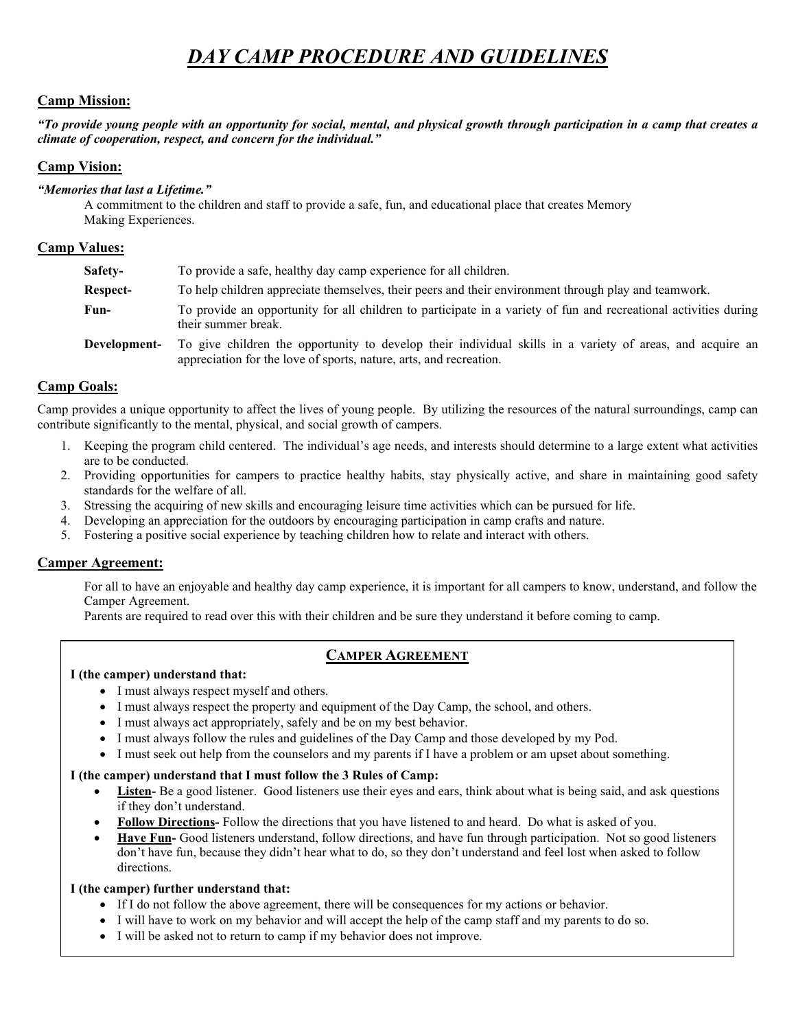# *DAY CAMP PROCEDURE AND GUIDELINES*

## Camp Mission:

***"To provide young people with an opportunity for social, mental, and physical growth through participation in a camp that creates a climate of cooperation, respect, and concern for the individual."***

## Camp Vision:

***"Memories that last a Lifetime."***

A commitment to the children and staff to provide a safe, fun, and educational place that creates Memory Making Experiences.

## Camp Values:

**Safety-** To provide a safe, healthy day camp experience for all children.

**Respect-** To help children appreciate themselves, their peers and their environment through play and teamwork.

**Fun-** To provide an opportunity for all children to participate in a variety of fun and recreational activities during their summer break.

**Development-** To give children the opportunity to develop their individual skills in a variety of areas, and acquire an appreciation for the love of sports, nature, arts, and recreation.

## Camp Goals:

Camp provides a unique opportunity to affect the lives of young people. By utilizing the resources of the natural surroundings, camp can contribute significantly to the mental, physical, and social growth of campers.

1. Keeping the program child centered. The individual's age needs, and interests should determine to a large extent what activities are to be conducted.
2. Providing opportunities for campers to practice healthy habits, stay physically active, and share in maintaining good safety standards for the welfare of all.
3. Stressing the acquiring of new skills and encouraging leisure time activities which can be pursued for life.
4. Developing an appreciation for the outdoors by encouraging participation in camp crafts and nature.
5. Fostering a positive social experience by teaching children how to relate and interact with others.

## Camper Agreement:

For all to have an enjoyable and healthy day camp experience, it is important for all campers to know, understand, and follow the Camper Agreement.

Parents are required to read over this with their children and be sure they understand it before coming to camp.

### CAMPER AGREEMENT

**I (the camper) understand that:**

- I must always respect myself and others.
- I must always respect the property and equipment of the Day Camp, the school, and others.
- I must always act appropriately, safely and be on my best behavior.
- I must always follow the rules and guidelines of the Day Camp and those developed by my Pod.
- I must seek out help from the counselors and my parents if I have a problem or am upset about something.

**I (the camper) understand that I must follow the 3 Rules of Camp:**

- **Listen-** Be a good listener. Good listeners use their eyes and ears, think about what is being said, and ask questions if they don't understand.
- **Follow Directions-** Follow the directions that you have listened to and heard. Do what is asked of you.
- **Have Fun-** Good listeners understand, follow directions, and have fun through participation. Not so good listeners don't have fun, because they didn't hear what to do, so they don't understand and feel lost when asked to follow directions.

**I (the camper) further understand that:**

- If I do not follow the above agreement, there will be consequences for my actions or behavior.
- I will have to work on my behavior and will accept the help of the camp staff and my parents to do so.
- I will be asked not to return to camp if my behavior does not improve.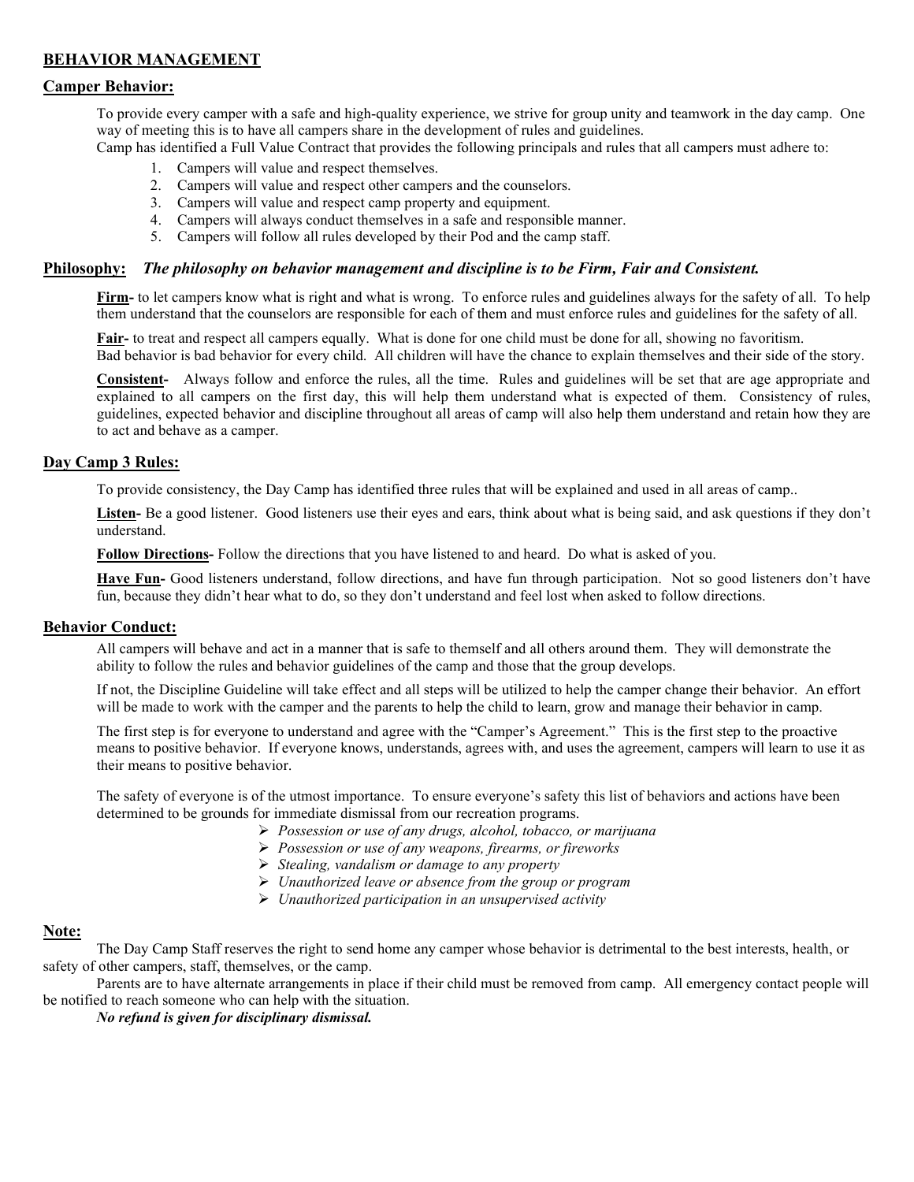# BEHAVIOR MANAGEMENT

## Camper Behavior:

To provide every camper with a safe and high-quality experience, we strive for group unity and teamwork in the day camp. One way of meeting this is to have all campers share in the development of rules and guidelines.
Camp has identified a Full Value Contract that provides the following principals and rules that all campers must adhere to:

1. Campers will value and respect themselves.
2. Campers will value and respect other campers and the counselors.
3. Campers will value and respect camp property and equipment.
4. Campers will always conduct themselves in a safe and responsible manner.
5. Campers will follow all rules developed by their Pod and the camp staff.

## Philosophy: ***The philosophy on behavior management and discipline is to be Firm, Fair and Consistent.***

**Firm-** to let campers know what is right and what is wrong. To enforce rules and guidelines always for the safety of all. To help them understand that the counselors are responsible for each of them and must enforce rules and guidelines for the safety of all.

**Fair-** to treat and respect all campers equally. What is done for one child must be done for all, showing no favoritism.
Bad behavior is bad behavior for every child. All children will have the chance to explain themselves and their side of the story.

**Consistent-** Always follow and enforce the rules, all the time. Rules and guidelines will be set that are age appropriate and explained to all campers on the first day, this will help them understand what is expected of them. Consistency of rules, guidelines, expected behavior and discipline throughout all areas of camp will also help them understand and retain how they are to act and behave as a camper.

## Day Camp 3 Rules:

To provide consistency, the Day Camp has identified three rules that will be explained and used in all areas of camp..

**Listen-** Be a good listener. Good listeners use their eyes and ears, think about what is being said, and ask questions if they don't understand.

**Follow Directions-** Follow the directions that you have listened to and heard. Do what is asked of you.

**Have Fun-** Good listeners understand, follow directions, and have fun through participation. Not so good listeners don't have fun, because they didn't hear what to do, so they don't understand and feel lost when asked to follow directions.

## Behavior Conduct:

All campers will behave and act in a manner that is safe to themself and all others around them. They will demonstrate the ability to follow the rules and behavior guidelines of the camp and those that the group develops.

If not, the Discipline Guideline will take effect and all steps will be utilized to help the camper change their behavior. An effort will be made to work with the camper and the parents to help the child to learn, grow and manage their behavior in camp.

The first step is for everyone to understand and agree with the "Camper's Agreement." This is the first step to the proactive means to positive behavior. If everyone knows, understands, agrees with, and uses the agreement, campers will learn to use it as their means to positive behavior.

The safety of everyone is of the utmost importance. To ensure everyone's safety this list of behaviors and actions have been determined to be grounds for immediate dismissal from our recreation programs.

- *Possession or use of any drugs, alcohol, tobacco, or marijuana*
- *Possession or use of any weapons, firearms, or fireworks*
- *Stealing, vandalism or damage to any property*
- *Unauthorized leave or absence from the group or program*
- *Unauthorized participation in an unsupervised activity*

## Note:

The Day Camp Staff reserves the right to send home any camper whose behavior is detrimental to the best interests, health, or safety of other campers, staff, themselves, or the camp.

Parents are to have alternate arrangements in place if their child must be removed from camp. All emergency contact people will be notified to reach someone who can help with the situation.

***No refund is given for disciplinary dismissal.***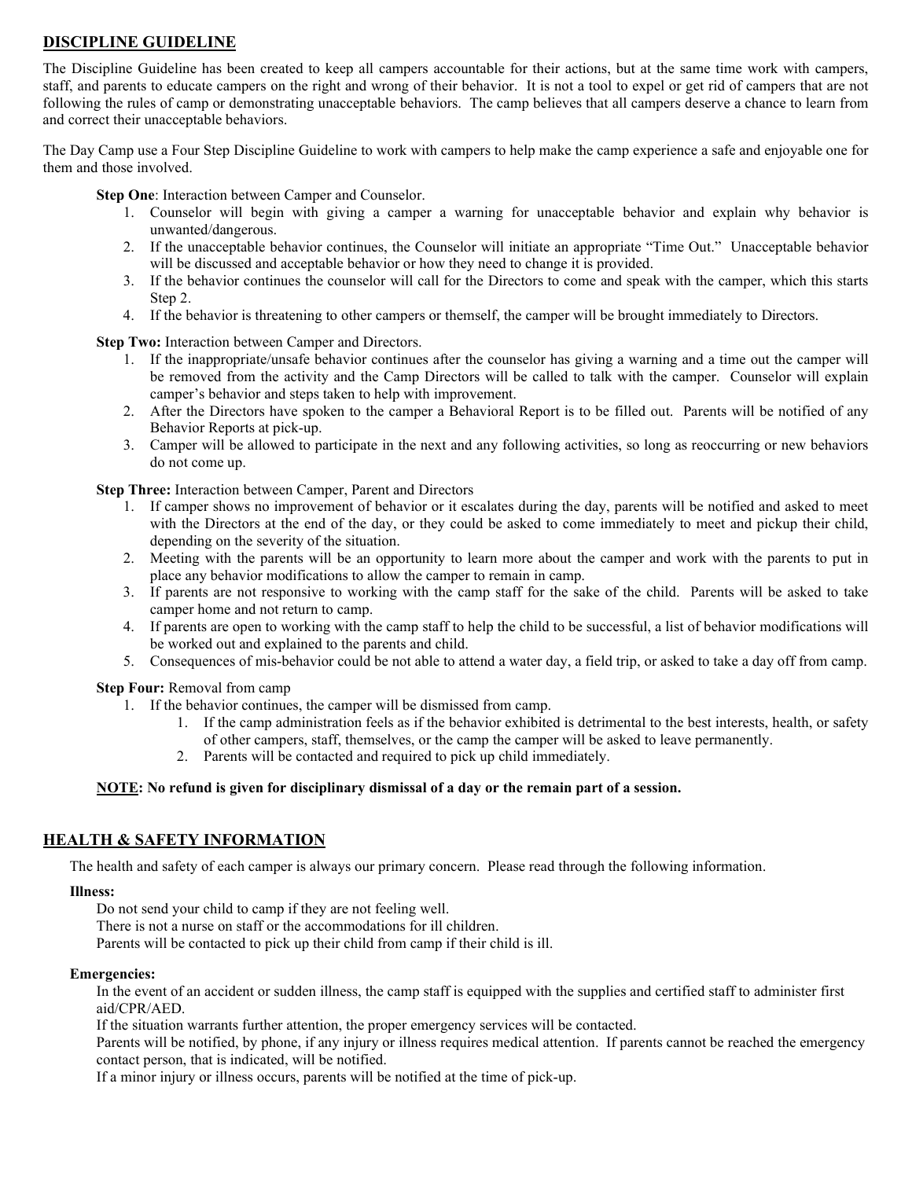## DISCIPLINE GUIDELINE

The Discipline Guideline has been created to keep all campers accountable for their actions, but at the same time work with campers, staff, and parents to educate campers on the right and wrong of their behavior. It is not a tool to expel or get rid of campers that are not following the rules of camp or demonstrating unacceptable behaviors. The camp believes that all campers deserve a chance to learn from and correct their unacceptable behaviors.

The Day Camp use a Four Step Discipline Guideline to work with campers to help make the camp experience a safe and enjoyable one for them and those involved.

**Step One**: Interaction between Camper and Counselor.

1. Counselor will begin with giving a camper a warning for unacceptable behavior and explain why behavior is unwanted/dangerous.
2. If the unacceptable behavior continues, the Counselor will initiate an appropriate "Time Out." Unacceptable behavior will be discussed and acceptable behavior or how they need to change it is provided.
3. If the behavior continues the counselor will call for the Directors to come and speak with the camper, which this starts Step 2.
4. If the behavior is threatening to other campers or themself, the camper will be brought immediately to Directors.

**Step Two:** Interaction between Camper and Directors.

1. If the inappropriate/unsafe behavior continues after the counselor has giving a warning and a time out the camper will be removed from the activity and the Camp Directors will be called to talk with the camper. Counselor will explain camper's behavior and steps taken to help with improvement.
2. After the Directors have spoken to the camper a Behavioral Report is to be filled out. Parents will be notified of any Behavior Reports at pick-up.
3. Camper will be allowed to participate in the next and any following activities, so long as reoccurring or new behaviors do not come up.

**Step Three:** Interaction between Camper, Parent and Directors

1. If camper shows no improvement of behavior or it escalates during the day, parents will be notified and asked to meet with the Directors at the end of the day, or they could be asked to come immediately to meet and pickup their child, depending on the severity of the situation.
2. Meeting with the parents will be an opportunity to learn more about the camper and work with the parents to put in place any behavior modifications to allow the camper to remain in camp.
3. If parents are not responsive to working with the camp staff for the sake of the child. Parents will be asked to take camper home and not return to camp.
4. If parents are open to working with the camp staff to help the child to be successful, a list of behavior modifications will be worked out and explained to the parents and child.
5. Consequences of mis-behavior could be not able to attend a water day, a field trip, or asked to take a day off from camp.

**Step Four:** Removal from camp

1. If the behavior continues, the camper will be dismissed from camp.
    1. If the camp administration feels as if the behavior exhibited is detrimental to the best interests, health, or safety of other campers, staff, themselves, or the camp the camper will be asked to leave permanently.
    2. Parents will be contacted and required to pick up child immediately.

**NOTE: No refund is given for disciplinary dismissal of a day or the remain part of a session.**

## HEALTH & SAFETY INFORMATION

The health and safety of each camper is always our primary concern. Please read through the following information.

**Illness:**

Do not send your child to camp if they are not feeling well.
There is not a nurse on staff or the accommodations for ill children.
Parents will be contacted to pick up their child from camp if their child is ill.

**Emergencies:**

In the event of an accident or sudden illness, the camp staff is equipped with the supplies and certified staff to administer first aid/CPR/AED.
If the situation warrants further attention, the proper emergency services will be contacted.
Parents will be notified, by phone, if any injury or illness requires medical attention. If parents cannot be reached the emergency contact person, that is indicated, will be notified.
If a minor injury or illness occurs, parents will be notified at the time of pick-up.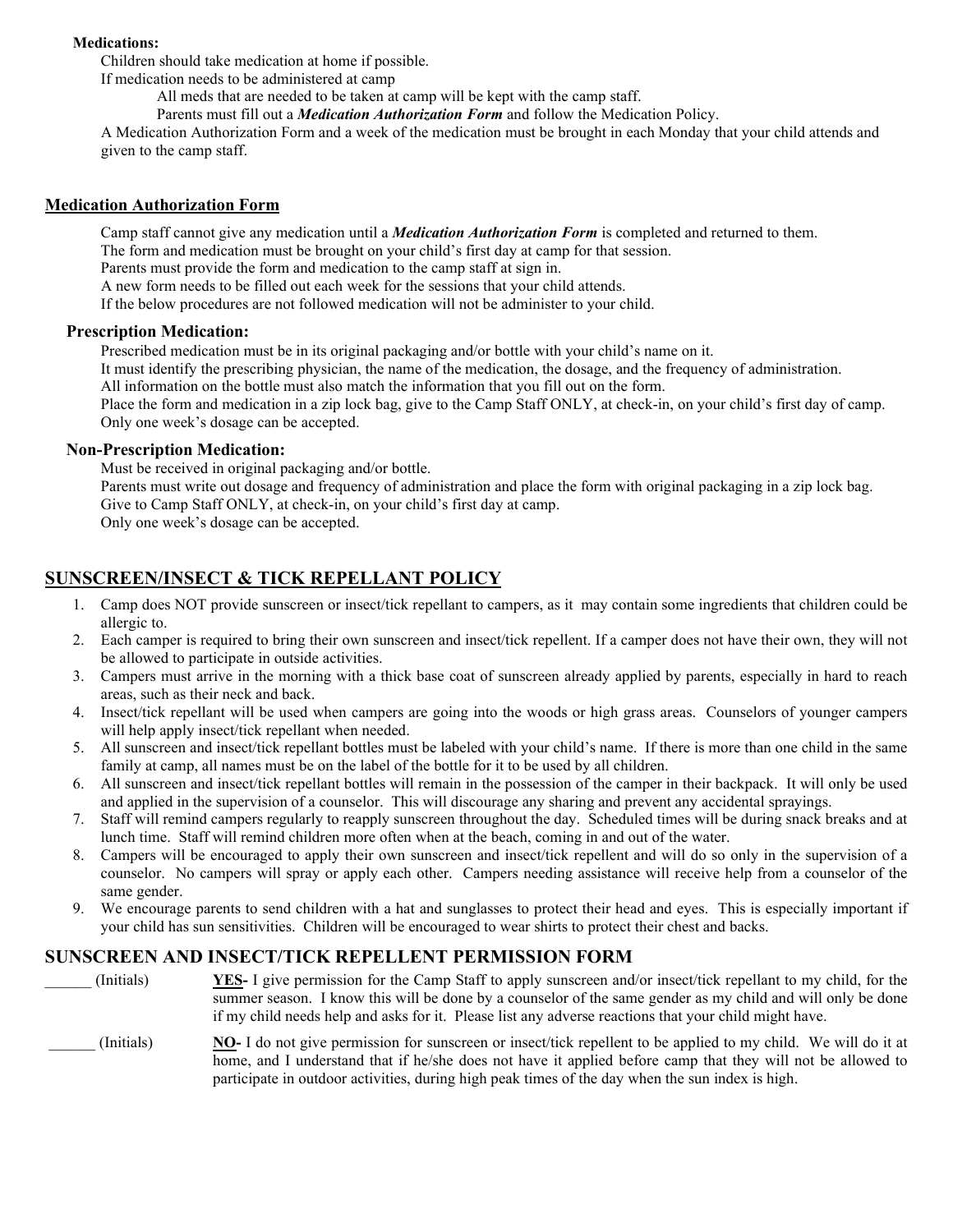**Medications:**

Children should take medication at home if possible.

If medication needs to be administered at camp

All meds that are needed to be taken at camp will be kept with the camp staff.

Parents must fill out a ***Medication Authorization Form*** and follow the Medication Policy.

A Medication Authorization Form and a week of the medication must be brought in each Monday that your child attends and given to the camp staff.

## Medication Authorization Form

Camp staff cannot give any medication until a ***Medication Authorization Form*** is completed and returned to them.

The form and medication must be brought on your child's first day at camp for that session.

Parents must provide the form and medication to the camp staff at sign in.

A new form needs to be filled out each week for the sessions that your child attends.

If the below procedures are not followed medication will not be administer to your child.

### Prescription Medication:

Prescribed medication must be in its original packaging and/or bottle with your child's name on it.

It must identify the prescribing physician, the name of the medication, the dosage, and the frequency of administration.

All information on the bottle must also match the information that you fill out on the form.

Place the form and medication in a zip lock bag, give to the Camp Staff ONLY, at check-in, on your child's first day of camp.

Only one week's dosage can be accepted.

### Non-Prescription Medication:

Must be received in original packaging and/or bottle.

Parents must write out dosage and frequency of administration and place the form with original packaging in a zip lock bag.

Give to Camp Staff ONLY, at check-in, on your child's first day at camp.

Only one week's dosage can be accepted.

## SUNSCREEN/INSECT & TICK REPELLANT POLICY

1. Camp does NOT provide sunscreen or insect/tick repellant to campers, as it may contain some ingredients that children could be allergic to.
2. Each camper is required to bring their own sunscreen and insect/tick repellent. If a camper does not have their own, they will not be allowed to participate in outside activities.
3. Campers must arrive in the morning with a thick base coat of sunscreen already applied by parents, especially in hard to reach areas, such as their neck and back.
4. Insect/tick repellant will be used when campers are going into the woods or high grass areas. Counselors of younger campers will help apply insect/tick repellant when needed.
5. All sunscreen and insect/tick repellant bottles must be labeled with your child's name. If there is more than one child in the same family at camp, all names must be on the label of the bottle for it to be used by all children.
6. All sunscreen and insect/tick repellant bottles will remain in the possession of the camper in their backpack. It will only be used and applied in the supervision of a counselor. This will discourage any sharing and prevent any accidental sprayings.
7. Staff will remind campers regularly to reapply sunscreen throughout the day. Scheduled times will be during snack breaks and at lunch time. Staff will remind children more often when at the beach, coming in and out of the water.
8. Campers will be encouraged to apply their own sunscreen and insect/tick repellent and will do so only in the supervision of a counselor. No campers will spray or apply each other. Campers needing assistance will receive help from a counselor of the same gender.
9. We encourage parents to send children with a hat and sunglasses to protect their head and eyes. This is especially important if your child has sun sensitivities. Children will be encouraged to wear shirts to protect their chest and backs.

## SUNSCREEN AND INSECT/TICK REPELLENT PERMISSION FORM

______ (Initials) **YES-** I give permission for the Camp Staff to apply sunscreen and/or insect/tick repellant to my child, for the summer season. I know this will be done by a counselor of the same gender as my child and will only be done if my child needs help and asks for it. Please list any adverse reactions that your child might have.

______ (Initials) **NO-** I do not give permission for sunscreen or insect/tick repellent to be applied to my child. We will do it at home, and I understand that if he/she does not have it applied before camp that they will not be allowed to participate in outdoor activities, during high peak times of the day when the sun index is high.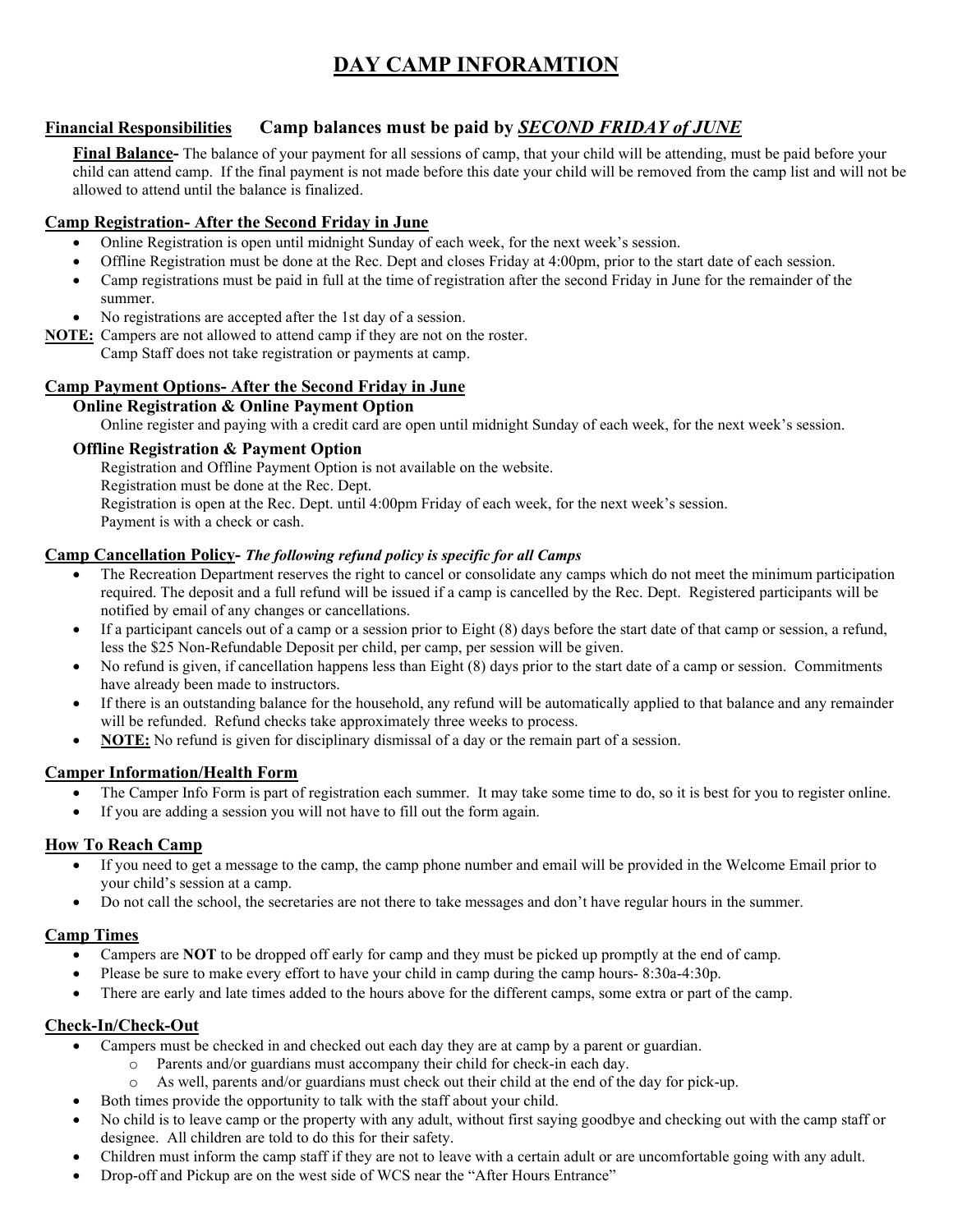# DAY CAMP INFORAMTION

**Financial Responsibilities** **Camp balances must be paid by *SECOND FRIDAY of JUNE***

**Final Balance-** The balance of your payment for all sessions of camp, that your child will be attending, must be paid before your child can attend camp. If the final payment is not made before this date your child will be removed from the camp list and will not be allowed to attend until the balance is finalized.

## Camp Registration- After the Second Friday in June

- Online Registration is open until midnight Sunday of each week, for the next week's session.
- Offline Registration must be done at the Rec. Dept and closes Friday at 4:00pm, prior to the start date of each session.
- Camp registrations must be paid in full at the time of registration after the second Friday in June for the remainder of the summer.
- No registrations are accepted after the 1st day of a session.

**NOTE:** Campers are not allowed to attend camp if they are not on the roster.
Camp Staff does not take registration or payments at camp.

## Camp Payment Options- After the Second Friday in June

### Online Registration & Online Payment Option

Online register and paying with a credit card are open until midnight Sunday of each week, for the next week's session.

### Offline Registration & Payment Option

Registration and Offline Payment Option is not available on the website.
Registration must be done at the Rec. Dept.
Registration is open at the Rec. Dept. until 4:00pm Friday of each week, for the next week's session.
Payment is with a check or cash.

## Camp Cancellation Policy- *The following refund policy is specific for all Camps*

- The Recreation Department reserves the right to cancel or consolidate any camps which do not meet the minimum participation required. The deposit and a full refund will be issued if a camp is cancelled by the Rec. Dept. Registered participants will be notified by email of any changes or cancellations.
- If a participant cancels out of a camp or a session prior to Eight (8) days before the start date of that camp or session, a refund, less the $25 Non-Refundable Deposit per child, per camp, per session will be given.
- No refund is given, if cancellation happens less than Eight (8) days prior to the start date of a camp or session. Commitments have already been made to instructors.
- If there is an outstanding balance for the household, any refund will be automatically applied to that balance and any remainder will be refunded. Refund checks take approximately three weeks to process.
- **NOTE:** No refund is given for disciplinary dismissal of a day or the remain part of a session.

## Camper Information/Health Form

- The Camper Info Form is part of registration each summer. It may take some time to do, so it is best for you to register online.
- If you are adding a session you will not have to fill out the form again.

## How To Reach Camp

- If you need to get a message to the camp, the camp phone number and email will be provided in the Welcome Email prior to your child's session at a camp.
- Do not call the school, the secretaries are not there to take messages and don't have regular hours in the summer.

## Camp Times

- Campers are **NOT** to be dropped off early for camp and they must be picked up promptly at the end of camp.
- Please be sure to make every effort to have your child in camp during the camp hours- 8:30a-4:30p.
- There are early and late times added to the hours above for the different camps, some extra or part of the camp.

## Check-In/Check-Out

- Campers must be checked in and checked out each day they are at camp by a parent or guardian.
  - Parents and/or guardians must accompany their child for check-in each day.
  - As well, parents and/or guardians must check out their child at the end of the day for pick-up.
- Both times provide the opportunity to talk with the staff about your child.
- No child is to leave camp or the property with any adult, without first saying goodbye and checking out with the camp staff or designee. All children are told to do this for their safety.
- Children must inform the camp staff if they are not to leave with a certain adult or are uncomfortable going with any adult.
- Drop-off and Pickup are on the west side of WCS near the "After Hours Entrance"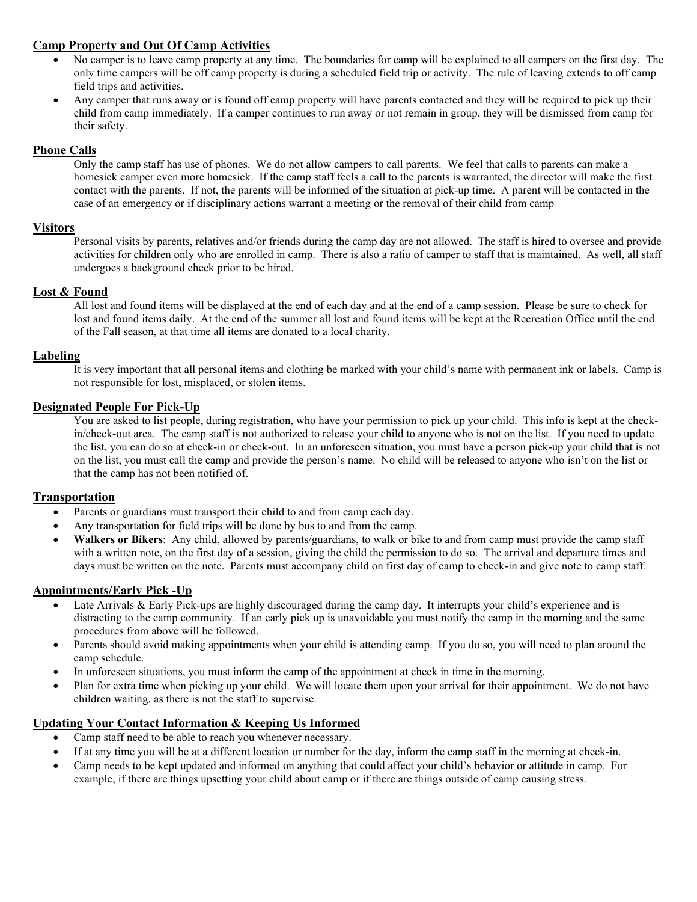## Camp Property and Out Of Camp Activities

- No camper is to leave camp property at any time. The boundaries for camp will be explained to all campers on the first day. The only time campers will be off camp property is during a scheduled field trip or activity. The rule of leaving extends to off camp field trips and activities.
- Any camper that runs away or is found off camp property will have parents contacted and they will be required to pick up their child from camp immediately. If a camper continues to run away or not remain in group, they will be dismissed from camp for their safety.

## Phone Calls

Only the camp staff has use of phones. We do not allow campers to call parents. We feel that calls to parents can make a homesick camper even more homesick. If the camp staff feels a call to the parents is warranted, the director will make the first contact with the parents. If not, the parents will be informed of the situation at pick-up time. A parent will be contacted in the case of an emergency or if disciplinary actions warrant a meeting or the removal of their child from camp

## Visitors

Personal visits by parents, relatives and/or friends during the camp day are not allowed. The staff is hired to oversee and provide activities for children only who are enrolled in camp. There is also a ratio of camper to staff that is maintained. As well, all staff undergoes a background check prior to be hired.

## Lost & Found

All lost and found items will be displayed at the end of each day and at the end of a camp session. Please be sure to check for lost and found items daily. At the end of the summer all lost and found items will be kept at the Recreation Office until the end of the Fall season, at that time all items are donated to a local charity.

## Labeling

It is very important that all personal items and clothing be marked with your child's name with permanent ink or labels. Camp is not responsible for lost, misplaced, or stolen items.

## Designated People For Pick-Up

You are asked to list people, during registration, who have your permission to pick up your child. This info is kept at the check-in/check-out area. The camp staff is not authorized to release your child to anyone who is not on the list. If you need to update the list, you can do so at check-in or check-out. In an unforeseen situation, you must have a person pick-up your child that is not on the list, you must call the camp and provide the person's name. No child will be released to anyone who isn't on the list or that the camp has not been notified of.

## Transportation

- Parents or guardians must transport their child to and from camp each day.
- Any transportation for field trips will be done by bus to and from the camp.
- **Walkers or Bikers**: Any child, allowed by parents/guardians, to walk or bike to and from camp must provide the camp staff with a written note, on the first day of a session, giving the child the permission to do so. The arrival and departure times and days must be written on the note. Parents must accompany child on first day of camp to check-in and give note to camp staff.

## Appointments/Early Pick -Up

- Late Arrivals & Early Pick-ups are highly discouraged during the camp day. It interrupts your child's experience and is distracting to the camp community. If an early pick up is unavoidable you must notify the camp in the morning and the same procedures from above will be followed.
- Parents should avoid making appointments when your child is attending camp. If you do so, you will need to plan around the camp schedule.
- In unforeseen situations, you must inform the camp of the appointment at check in time in the morning.
- Plan for extra time when picking up your child. We will locate them upon your arrival for their appointment. We do not have children waiting, as there is not the staff to supervise.

## Updating Your Contact Information & Keeping Us Informed

- Camp staff need to be able to reach you whenever necessary.
- If at any time you will be at a different location or number for the day, inform the camp staff in the morning at check-in.
- Camp needs to be kept updated and informed on anything that could affect your child's behavior or attitude in camp. For example, if there are things upsetting your child about camp or if there are things outside of camp causing stress.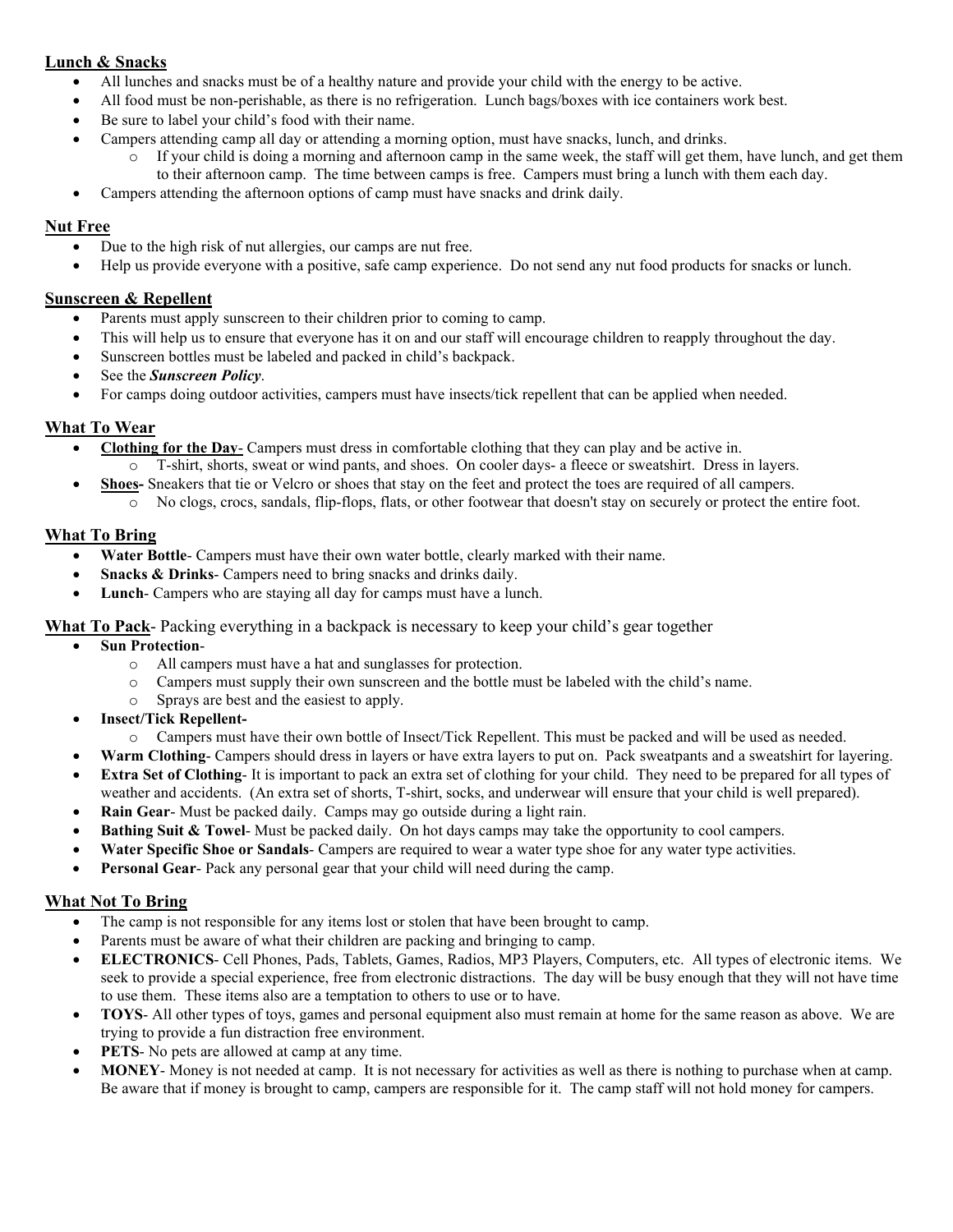**Lunch & Snacks**

- All lunches and snacks must be of a healthy nature and provide your child with the energy to be active.
- All food must be non-perishable, as there is no refrigeration. Lunch bags/boxes with ice containers work best.
- Be sure to label your child's food with their name.
- Campers attending camp all day or attending a morning option, must have snacks, lunch, and drinks.
  - If your child is doing a morning and afternoon camp in the same week, the staff will get them, have lunch, and get them to their afternoon camp. The time between camps is free. Campers must bring a lunch with them each day.
- Campers attending the afternoon options of camp must have snacks and drink daily.

**Nut Free**

- Due to the high risk of nut allergies, our camps are nut free.
- Help us provide everyone with a positive, safe camp experience. Do not send any nut food products for snacks or lunch.

**Sunscreen & Repellent**

- Parents must apply sunscreen to their children prior to coming to camp.
- This will help us to ensure that everyone has it on and our staff will encourage children to reapply throughout the day.
- Sunscreen bottles must be labeled and packed in child's backpack.
- See the ***Sunscreen Policy***.
- For camps doing outdoor activities, campers must have insects/tick repellent that can be applied when needed.

**What To Wear**

- **Clothing for the Day**- Campers must dress in comfortable clothing that they can play and be active in.
  - T-shirt, shorts, sweat or wind pants, and shoes. On cooler days- a fleece or sweatshirt. Dress in layers.
- **Shoes-** Sneakers that tie or Velcro or shoes that stay on the feet and protect the toes are required of all campers.
  - No clogs, crocs, sandals, flip-flops, flats, or other footwear that doesn't stay on securely or protect the entire foot.

**What To Bring**

- **Water Bottle**- Campers must have their own water bottle, clearly marked with their name.
- **Snacks & Drinks**- Campers need to bring snacks and drinks daily.
- **Lunch**- Campers who are staying all day for camps must have a lunch.

**What To Pack**- Packing everything in a backpack is necessary to keep your child's gear together

- **Sun Protection**-
  - All campers must have a hat and sunglasses for protection.
  - Campers must supply their own sunscreen and the bottle must be labeled with the child's name.
  - Sprays are best and the easiest to apply.
- **Insect/Tick Repellent-**
  - Campers must have their own bottle of Insect/Tick Repellent. This must be packed and will be used as needed.
- **Warm Clothing**- Campers should dress in layers or have extra layers to put on. Pack sweatpants and a sweatshirt for layering.
- **Extra Set of Clothing**- It is important to pack an extra set of clothing for your child. They need to be prepared for all types of weather and accidents. (An extra set of shorts, T-shirt, socks, and underwear will ensure that your child is well prepared).
- **Rain Gear**- Must be packed daily. Camps may go outside during a light rain.
- **Bathing Suit & Towel**- Must be packed daily. On hot days camps may take the opportunity to cool campers.
- **Water Specific Shoe or Sandals**- Campers are required to wear a water type shoe for any water type activities.
- **Personal Gear**- Pack any personal gear that your child will need during the camp.

**What Not To Bring**

- The camp is not responsible for any items lost or stolen that have been brought to camp.
- Parents must be aware of what their children are packing and bringing to camp.
- **ELECTRONICS**- Cell Phones, Pads, Tablets, Games, Radios, MP3 Players, Computers, etc. All types of electronic items. We seek to provide a special experience, free from electronic distractions. The day will be busy enough that they will not have time to use them. These items also are a temptation to others to use or to have.
- **TOYS**- All other types of toys, games and personal equipment also must remain at home for the same reason as above. We are trying to provide a fun distraction free environment.
- **PETS**- No pets are allowed at camp at any time.
- **MONEY**- Money is not needed at camp. It is not necessary for activities as well as there is nothing to purchase when at camp. Be aware that if money is brought to camp, campers are responsible for it. The camp staff will not hold money for campers.